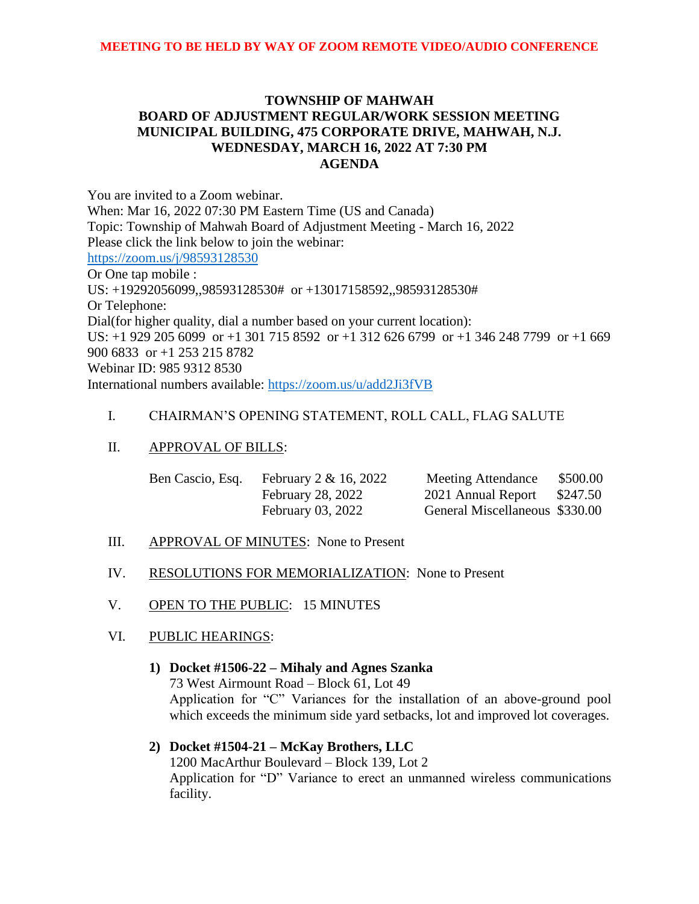**MEETING TO BE HELD BY WAY OF ZOOM REMOTE VIDEO/AUDIO CONFERENCE**

# TOWNSHIP OF MAHWAH
## BOARD OF ADJUSTMENT REGULAR/WORK SESSION MEETING
## MUNICIPAL BUILDING, 475 CORPORATE DRIVE, MAHWAH, N.J.
## WEDNESDAY, MARCH 16, 2022 AT 7:30 PM
## AGENDA

You are invited to a Zoom webinar.
When: Mar 16, 2022 07:30 PM Eastern Time (US and Canada)
Topic: Township of Mahwah Board of Adjustment Meeting - March 16, 2022
Please click the link below to join the webinar:
https://zoom.us/j/98593128530
Or One tap mobile :
US: +19292056099,,98593128530# or +13017158592,,98593128530#
Or Telephone:
Dial(for higher quality, dial a number based on your current location):
US: +1 929 205 6099 or +1 301 715 8592 or +1 312 626 6799 or +1 346 248 7799 or +1 669 900 6833 or +1 253 215 8782
Webinar ID: 985 9312 8530
International numbers available: https://zoom.us/u/add2Ji3fVB

I. CHAIRMAN'S OPENING STATEMENT, ROLL CALL, FLAG SALUTE

II. APPROVAL OF BILLS:

| | | | |
|---|---|---|---|
| Ben Cascio, Esq. | February 2 & 16, 2022 | Meeting Attendance | $500.00 |
| | February 28, 2022 | 2021 Annual Report | $247.50 |
| | February 03, 2022 | General Miscellaneous | $330.00 |

III. APPROVAL OF MINUTES: None to Present

IV. RESOLUTIONS FOR MEMORIALIZATION: None to Present

V. OPEN TO THE PUBLIC: 15 MINUTES

VI. PUBLIC HEARINGS:

1) **Docket #1506-22 – Mihaly and Agnes Szanka**
73 West Airmount Road – Block 61, Lot 49
Application for "C" Variances for the installation of an above-ground pool which exceeds the minimum side yard setbacks, lot and improved lot coverages.

2) **Docket #1504-21 – McKay Brothers, LLC**
1200 MacArthur Boulevard – Block 139, Lot 2
Application for "D" Variance to erect an unmanned wireless communications facility.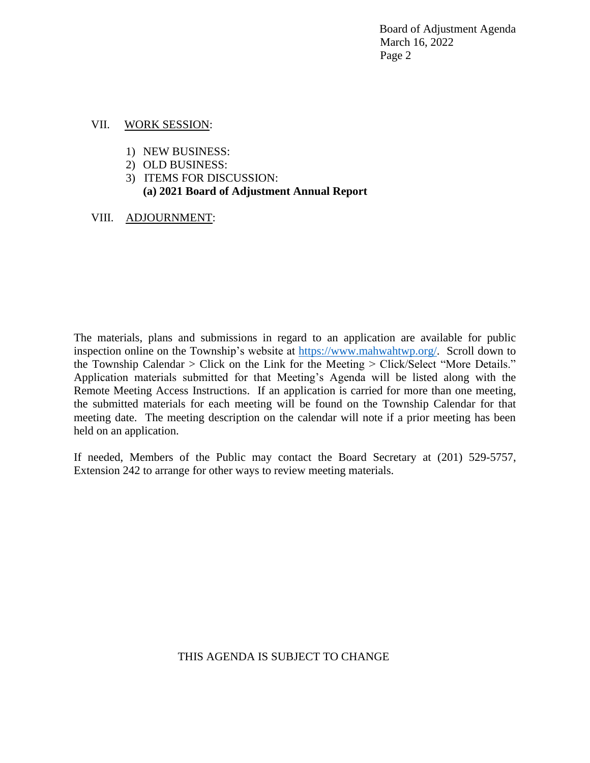VII. WORK SESSION:

1) NEW BUSINESS:
2) OLD BUSINESS:
3) ITEMS FOR DISCUSSION:
   **(a) 2021 Board of Adjustment Annual Report**

VIII. ADJOURNMENT:

The materials, plans and submissions in regard to an application are available for public inspection online on the Township's website at https://www.mahwahtwp.org/. Scroll down to the Township Calendar > Click on the Link for the Meeting > Click/Select "More Details." Application materials submitted for that Meeting's Agenda will be listed along with the Remote Meeting Access Instructions. If an application is carried for more than one meeting, the submitted materials for each meeting will be found on the Township Calendar for that meeting date. The meeting description on the calendar will note if a prior meeting has been held on an application.

If needed, Members of the Public may contact the Board Secretary at (201) 529-5757, Extension 242 to arrange for other ways to review meeting materials.

THIS AGENDA IS SUBJECT TO CHANGE